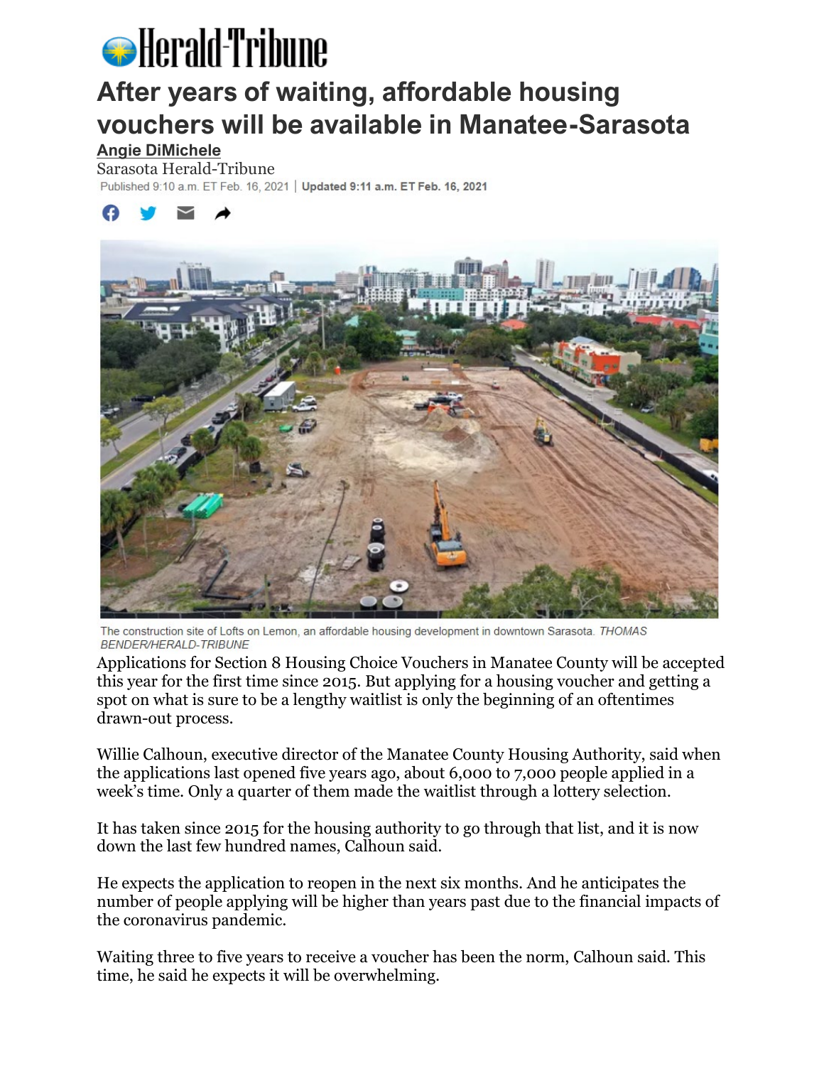Herald-Tribune

# After years of waiting, affordable housing vouchers will be available in Manatee-Sarasota

**Angie DiMichele**
Sarasota Herald-Tribune
Published 9:10 a.m. ET Feb. 16, 2021 | **Updated 9:11 a.m. ET Feb. 16, 2021**

The construction site of Lofts on Lemon, an affordable housing development in downtown Sarasota. *THOMAS BENDER/HERALD-TRIBUNE*

Applications for Section 8 Housing Choice Vouchers in Manatee County will be accepted this year for the first time since 2015. But applying for a housing voucher and getting a spot on what is sure to be a lengthy waitlist is only the beginning of an oftentimes drawn-out process.

Willie Calhoun, executive director of the Manatee County Housing Authority, said when the applications last opened five years ago, about 6,000 to 7,000 people applied in a week's time. Only a quarter of them made the waitlist through a lottery selection.

It has taken since 2015 for the housing authority to go through that list, and it is now down the last few hundred names, Calhoun said.

He expects the application to reopen in the next six months. And he anticipates the number of people applying will be higher than years past due to the financial impacts of the coronavirus pandemic.

Waiting three to five years to receive a voucher has been the norm, Calhoun said. This time, he said he expects it will be overwhelming.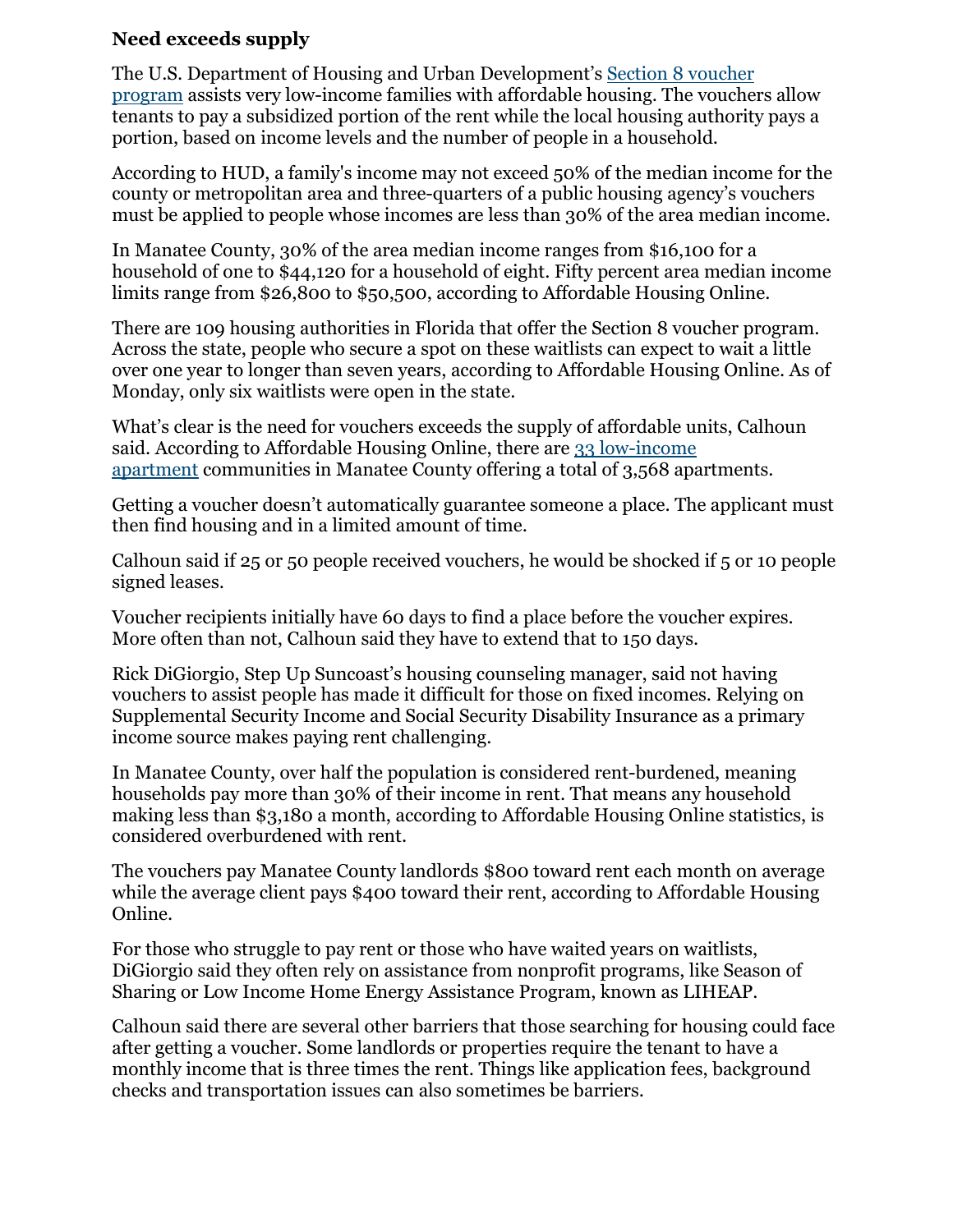**Need exceeds supply**

The U.S. Department of Housing and Urban Development's Section 8 voucher program assists very low-income families with affordable housing. The vouchers allow tenants to pay a subsidized portion of the rent while the local housing authority pays a portion, based on income levels and the number of people in a household.

According to HUD, a family's income may not exceed 50% of the median income for the county or metropolitan area and three-quarters of a public housing agency's vouchers must be applied to people whose incomes are less than 30% of the area median income.

In Manatee County, 30% of the area median income ranges from $16,100 for a household of one to $44,120 for a household of eight. Fifty percent area median income limits range from $26,800 to $50,500, according to Affordable Housing Online.

There are 109 housing authorities in Florida that offer the Section 8 voucher program. Across the state, people who secure a spot on these waitlists can expect to wait a little over one year to longer than seven years, according to Affordable Housing Online. As of Monday, only six waitlists were open in the state.

What's clear is the need for vouchers exceeds the supply of affordable units, Calhoun said. According to Affordable Housing Online, there are 33 low-income apartment communities in Manatee County offering a total of 3,568 apartments.

Getting a voucher doesn't automatically guarantee someone a place. The applicant must then find housing and in a limited amount of time.

Calhoun said if 25 or 50 people received vouchers, he would be shocked if 5 or 10 people signed leases.

Voucher recipients initially have 60 days to find a place before the voucher expires. More often than not, Calhoun said they have to extend that to 150 days.

Rick DiGiorgio, Step Up Suncoast's housing counseling manager, said not having vouchers to assist people has made it difficult for those on fixed incomes. Relying on Supplemental Security Income and Social Security Disability Insurance as a primary income source makes paying rent challenging.

In Manatee County, over half the population is considered rent-burdened, meaning households pay more than 30% of their income in rent. That means any household making less than $3,180 a month, according to Affordable Housing Online statistics, is considered overburdened with rent.

The vouchers pay Manatee County landlords $800 toward rent each month on average while the average client pays $400 toward their rent, according to Affordable Housing Online.

For those who struggle to pay rent or those who have waited years on waitlists, DiGiorgio said they often rely on assistance from nonprofit programs, like Season of Sharing or Low Income Home Energy Assistance Program, known as LIHEAP.

Calhoun said there are several other barriers that those searching for housing could face after getting a voucher. Some landlords or properties require the tenant to have a monthly income that is three times the rent. Things like application fees, background checks and transportation issues can also sometimes be barriers.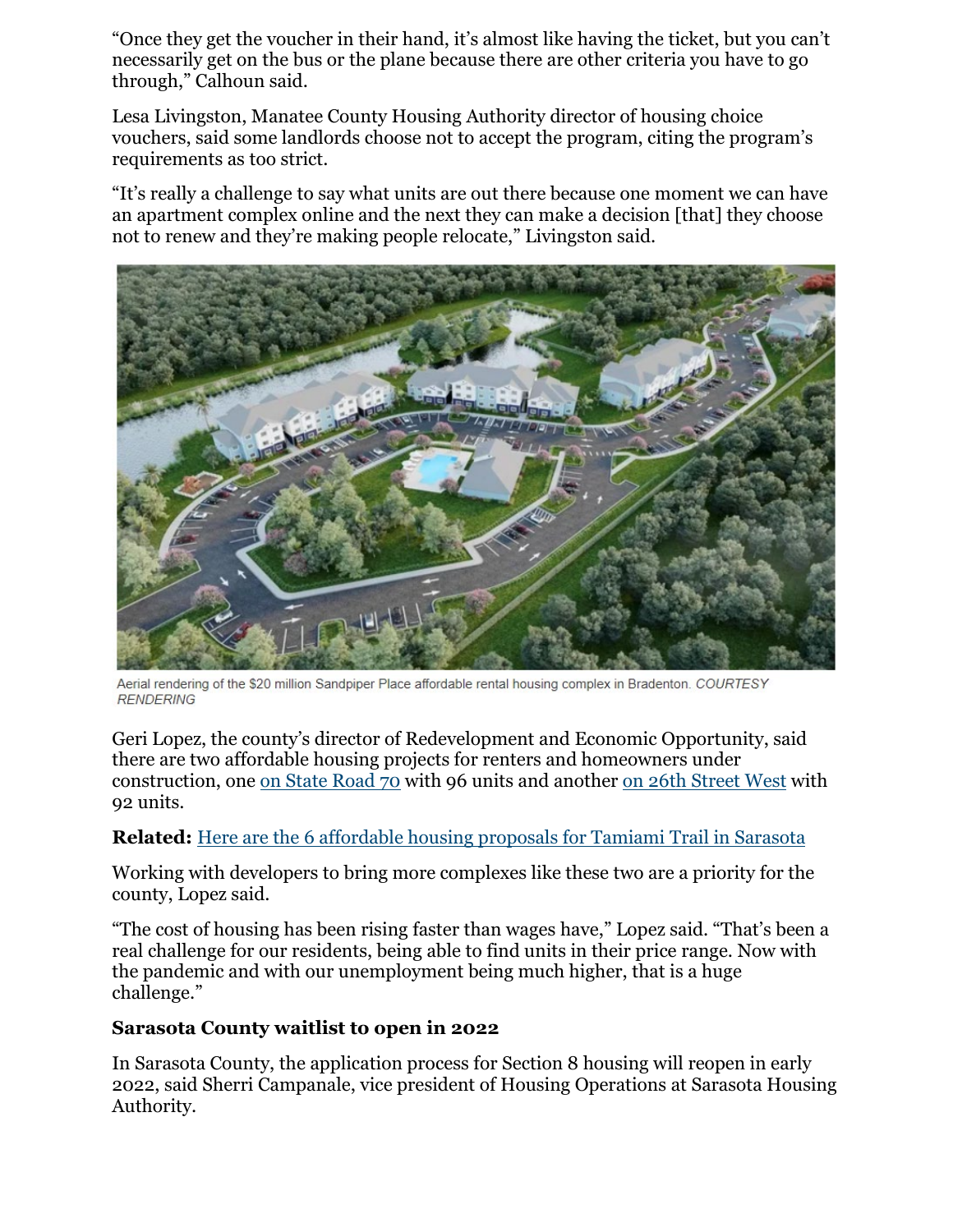"Once they get the voucher in their hand, it's almost like having the ticket, but you can't necessarily get on the bus or the plane because there are other criteria you have to go through," Calhoun said.

Lesa Livingston, Manatee County Housing Authority director of housing choice vouchers, said some landlords choose not to accept the program, citing the program's requirements as too strict.

"It's really a challenge to say what units are out there because one moment we can have an apartment complex online and the next they can make a decision [that] they choose not to renew and they're making people relocate," Livingston said.

Aerial rendering of the $20 million Sandpiper Place affordable rental housing complex in Bradenton. *COURTESY RENDERING*

Geri Lopez, the county's director of Redevelopment and Economic Opportunity, said there are two affordable housing projects for renters and homeowners under construction, one on State Road 70 with 96 units and another on 26th Street West with 92 units.

**Related:** Here are the 6 affordable housing proposals for Tamiami Trail in Sarasota

Working with developers to bring more complexes like these two are a priority for the county, Lopez said.

"The cost of housing has been rising faster than wages have," Lopez said. "That's been a real challenge for our residents, being able to find units in their price range. Now with the pandemic and with our unemployment being much higher, that is a huge challenge."

### Sarasota County waitlist to open in 2022

In Sarasota County, the application process for Section 8 housing will reopen in early 2022, said Sherri Campanale, vice president of Housing Operations at Sarasota Housing Authority.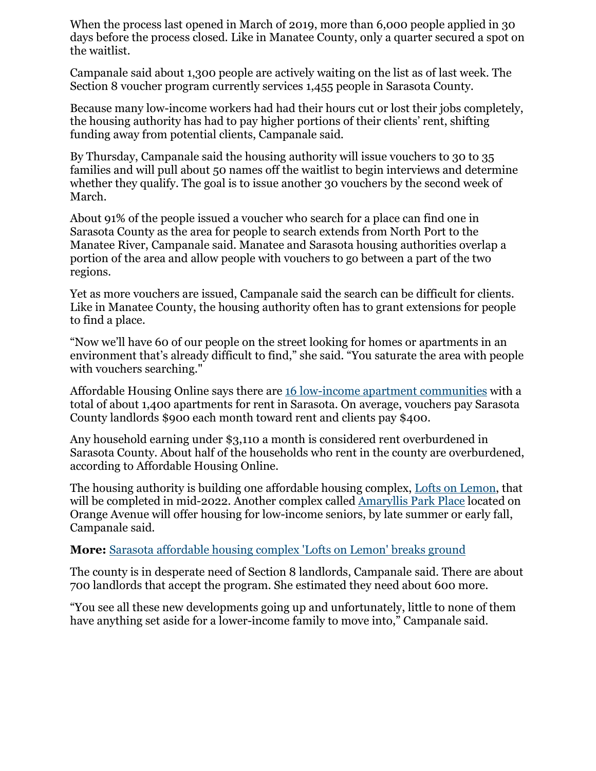When the process last opened in March of 2019, more than 6,000 people applied in 30 days before the process closed. Like in Manatee County, only a quarter secured a spot on the waitlist.

Campanale said about 1,300 people are actively waiting on the list as of last week. The Section 8 voucher program currently services 1,455 people in Sarasota County.

Because many low-income workers had had their hours cut or lost their jobs completely, the housing authority has had to pay higher portions of their clients' rent, shifting funding away from potential clients, Campanale said.

By Thursday, Campanale said the housing authority will issue vouchers to 30 to 35 families and will pull about 50 names off the waitlist to begin interviews and determine whether they qualify. The goal is to issue another 30 vouchers by the second week of March.

About 91% of the people issued a voucher who search for a place can find one in Sarasota County as the area for people to search extends from North Port to the Manatee River, Campanale said. Manatee and Sarasota housing authorities overlap a portion of the area and allow people with vouchers to go between a part of the two regions.

Yet as more vouchers are issued, Campanale said the search can be difficult for clients. Like in Manatee County, the housing authority often has to grant extensions for people to find a place.

"Now we'll have 60 of our people on the street looking for homes or apartments in an environment that's already difficult to find," she said. "You saturate the area with people with vouchers searching."

Affordable Housing Online says there are 16 low-income apartment communities with a total of about 1,400 apartments for rent in Sarasota. On average, vouchers pay Sarasota County landlords $900 each month toward rent and clients pay $400.

Any household earning under $3,110 a month is considered rent overburdened in Sarasota County. About half of the households who rent in the county are overburdened, according to Affordable Housing Online.

The housing authority is building one affordable housing complex, Lofts on Lemon, that will be completed in mid-2022. Another complex called Amaryllis Park Place located on Orange Avenue will offer housing for low-income seniors, by late summer or early fall, Campanale said.

**More:** Sarasota affordable housing complex 'Lofts on Lemon' breaks ground

The county is in desperate need of Section 8 landlords, Campanale said. There are about 700 landlords that accept the program. She estimated they need about 600 more.

"You see all these new developments going up and unfortunately, little to none of them have anything set aside for a lower-income family to move into," Campanale said.